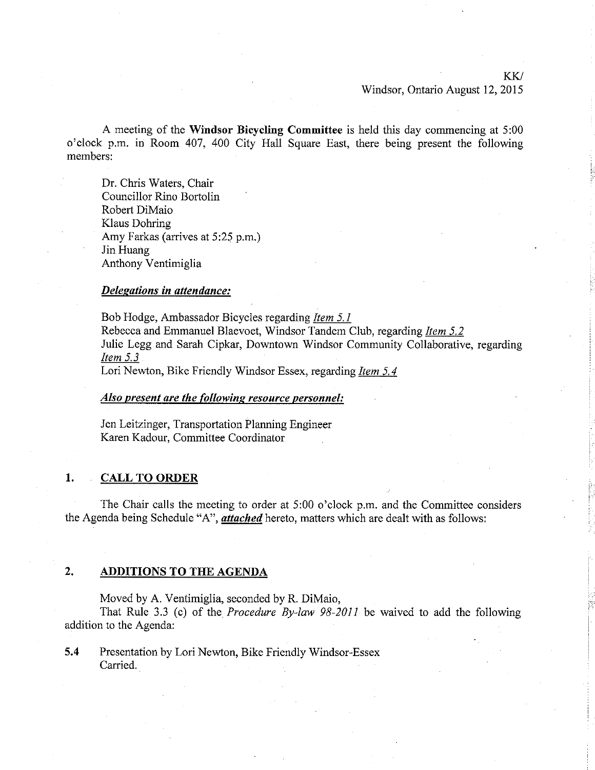KK/
Windsor, Ontario August 12, 2015

A meeting of the **Windsor Bicycling Committee** is held this day commencing at 5:00 o'clock p.m. in Room 407, 400 City Hall Square East, there being present the following members:

Dr. Chris Waters, Chair
Councillor Rino Bortolin
Robert DiMaio
Klaus Dohring
Amy Farkas (arrives at 5:25 p.m.)
Jin Huang
Anthony Ventimiglia

***Delegations in attendance:***

Bob Hodge, Ambassador Bicycles regarding *Item 5.1*
Rebecca and Emmanuel Blaevoet, Windsor Tandem Club, regarding *Item 5.2*
Julie Legg and Sarah Cipkar, Downtown Windsor Community Collaborative, regarding *Item 5.3*
Lori Newton, Bike Friendly Windsor Essex, regarding *Item 5.4*

***Also present are the following resource personnel:***

Jen Leitzinger, Transportation Planning Engineer
Karen Kadour, Committee Coordinator

## 1. CALL TO ORDER

The Chair calls the meeting to order at 5:00 o'clock p.m. and the Committee considers the Agenda being Schedule "A", ***attached*** hereto, matters which are dealt with as follows:

## 2. ADDITIONS TO THE AGENDA

Moved by A. Ventimiglia, seconded by R. DiMaio,
That Rule 3.3 (c) of the *Procedure By-law 98-2011* be waived to add the following addition to the Agenda:

**5.4** Presentation by Lori Newton, Bike Friendly Windsor-Essex
Carried.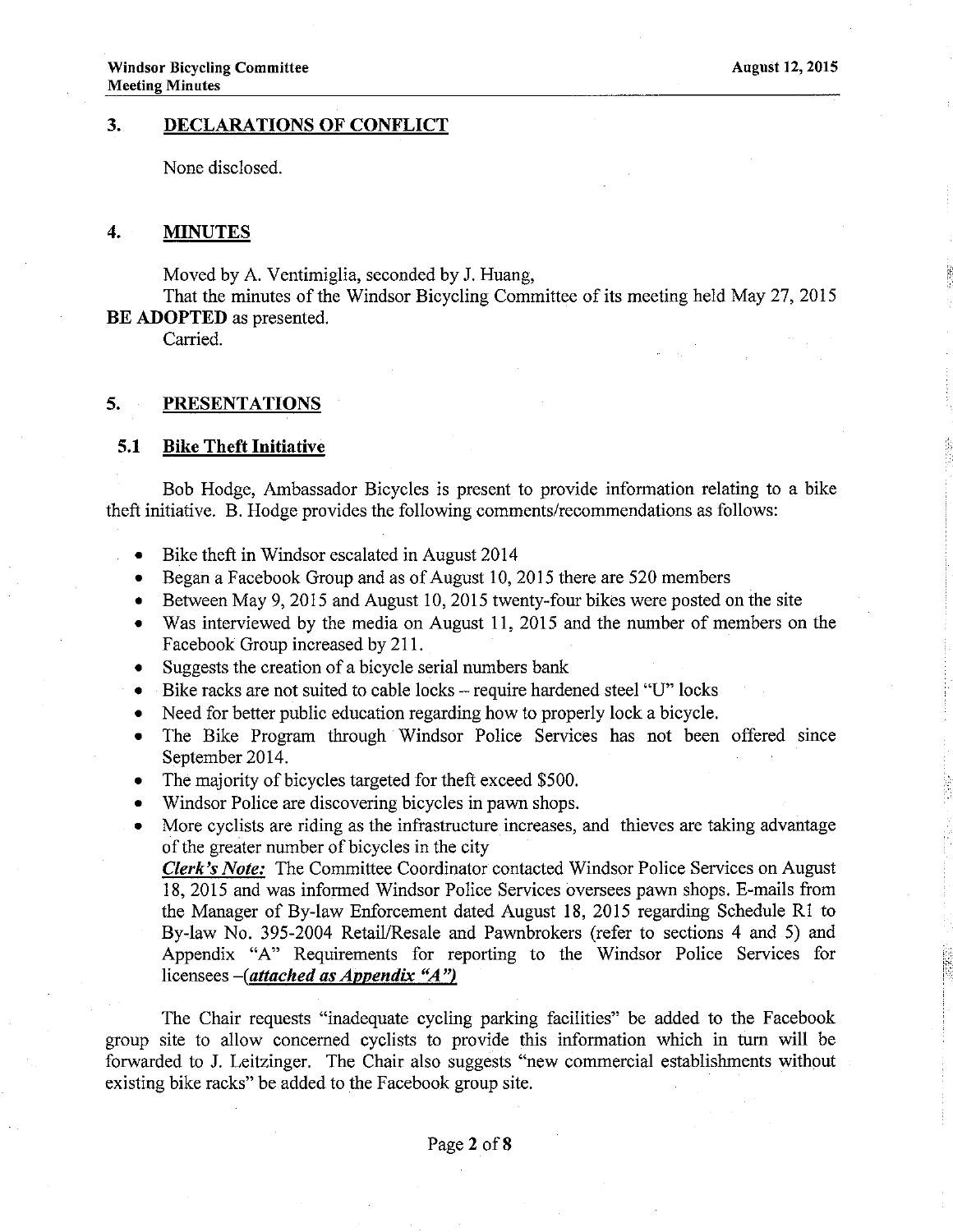## 3. DECLARATIONS OF CONFLICT

None disclosed.

## 4. MINUTES

Moved by A. Ventimiglia, seconded by J. Huang,

That the minutes of the Windsor Bicycling Committee of its meeting held May 27, 2015 **BE ADOPTED** as presented.

Carried.

## 5. PRESENTATIONS

### 5.1 Bike Theft Initiative

Bob Hodge, Ambassador Bicycles is present to provide information relating to a bike theft initiative. B. Hodge provides the following comments/recommendations as follows:

- Bike theft in Windsor escalated in August 2014
- Began a Facebook Group and as of August 10, 2015 there are 520 members
- Between May 9, 2015 and August 10, 2015 twenty-four bikes were posted on the site
- Was interviewed by the media on August 11, 2015 and the number of members on the Facebook Group increased by 211.
- Suggests the creation of a bicycle serial numbers bank
- Bike racks are not suited to cable locks – require hardened steel "U" locks
- Need for better public education regarding how to properly lock a bicycle.
- The Bike Program through Windsor Police Services has not been offered since September 2014.
- The majority of bicycles targeted for theft exceed $500.
- Windsor Police are discovering bicycles in pawn shops.
- More cyclists are riding as the infrastructure increases, and thieves are taking advantage of the greater number of bicycles in the city

  ***Clerk's Note:*** The Committee Coordinator contacted Windsor Police Services on August 18, 2015 and was informed Windsor Police Services oversees pawn shops. E-mails from the Manager of By-law Enforcement dated August 18, 2015 regarding Schedule R1 to By-law No. 395-2004 Retail/Resale and Pawnbrokers (refer to sections 4 and 5) and Appendix "A" Requirements for reporting to the Windsor Police Services for licensees –(***attached as Appendix "A"***)

The Chair requests "inadequate cycling parking facilities" be added to the Facebook group site to allow concerned cyclists to provide this information which in turn will be forwarded to J. Leitzinger. The Chair also suggests "new commercial establishments without existing bike racks" be added to the Facebook group site.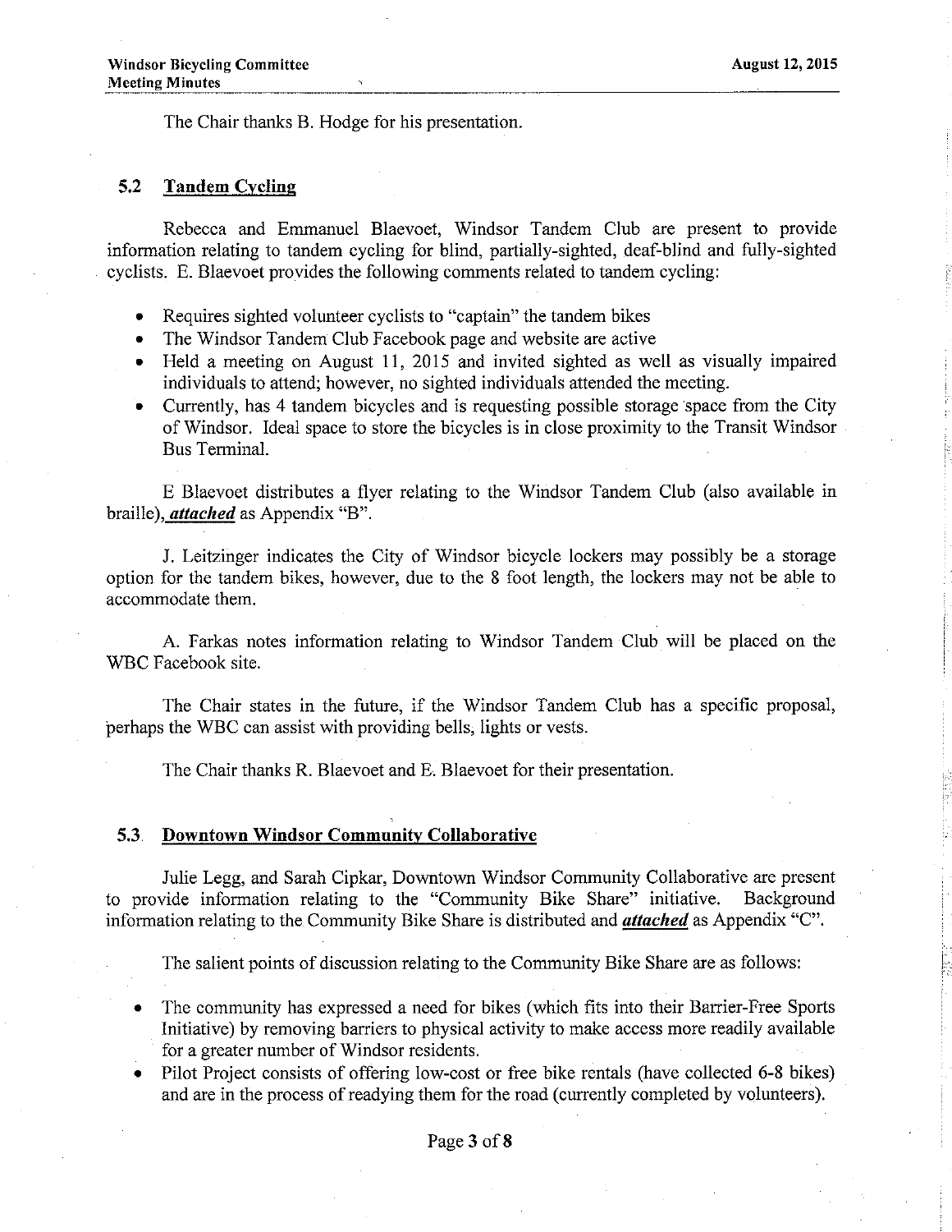The Chair thanks B. Hodge for his presentation.

## 5.2 Tandem Cycling

Rebecca and Emmanuel Blaevoet, Windsor Tandem Club are present to provide information relating to tandem cycling for blind, partially-sighted, deaf-blind and fully-sighted cyclists. E. Blaevoet provides the following comments related to tandem cycling:

- Requires sighted volunteer cyclists to "captain" the tandem bikes
- The Windsor Tandem Club Facebook page and website are active
- Held a meeting on August 11, 2015 and invited sighted as well as visually impaired individuals to attend; however, no sighted individuals attended the meeting.
- Currently, has 4 tandem bicycles and is requesting possible storage space from the City of Windsor. Ideal space to store the bicycles is in close proximity to the Transit Windsor Bus Terminal.

E Blaevoet distributes a flyer relating to the Windsor Tandem Club (also available in braille), ***attached*** as Appendix "B".

J. Leitzinger indicates the City of Windsor bicycle lockers may possibly be a storage option for the tandem bikes, however, due to the 8 foot length, the lockers may not be able to accommodate them.

A. Farkas notes information relating to Windsor Tandem Club will be placed on the WBC Facebook site.

The Chair states in the future, if the Windsor Tandem Club has a specific proposal, perhaps the WBC can assist with providing bells, lights or vests.

The Chair thanks R. Blaevoet and E. Blaevoet for their presentation.

## 5.3 Downtown Windsor Community Collaborative

Julie Legg, and Sarah Cipkar, Downtown Windsor Community Collaborative are present to provide information relating to the "Community Bike Share" initiative. Background information relating to the Community Bike Share is distributed and ***attached*** as Appendix "C".

The salient points of discussion relating to the Community Bike Share are as follows:

- The community has expressed a need for bikes (which fits into their Barrier-Free Sports Initiative) by removing barriers to physical activity to make access more readily available for a greater number of Windsor residents.
- Pilot Project consists of offering low-cost or free bike rentals (have collected 6-8 bikes) and are in the process of readying them for the road (currently completed by volunteers).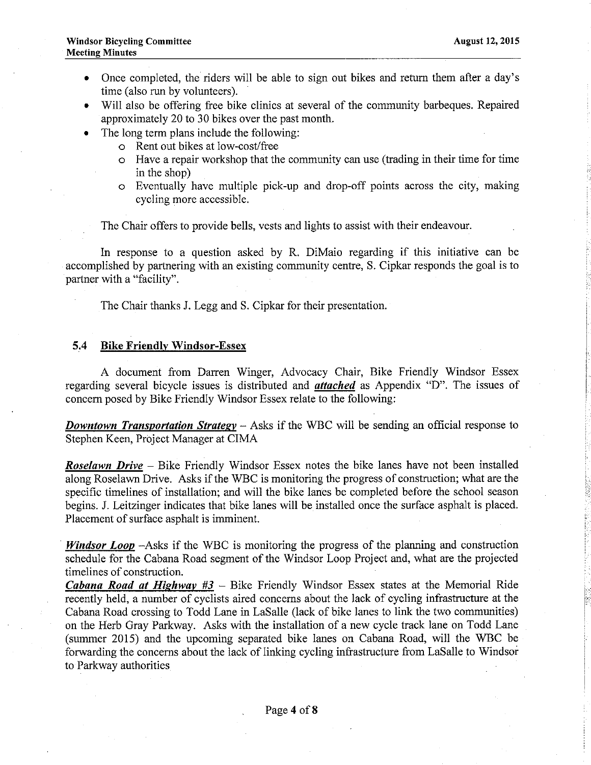- Once completed, the riders will be able to sign out bikes and return them after a day's time (also run by volunteers).
- Will also be offering free bike clinics at several of the community barbeques. Repaired approximately 20 to 30 bikes over the past month.
- The long term plans include the following:
  - Rent out bikes at low-cost/free
  - Have a repair workshop that the community can use (trading in their time for time in the shop)
  - Eventually have multiple pick-up and drop-off points across the city, making cycling more accessible.

The Chair offers to provide bells, vests and lights to assist with their endeavour.

In response to a question asked by R. DiMaio regarding if this initiative can be accomplished by partnering with an existing community centre, S. Cipkar responds the goal is to partner with a "facility".

The Chair thanks J. Legg and S. Cipkar for their presentation.

## 5.4 Bike Friendly Windsor-Essex

A document from Darren Winger, Advocacy Chair, Bike Friendly Windsor Essex regarding several bicycle issues is distributed and ***attached*** as Appendix "D". The issues of concern posed by Bike Friendly Windsor Essex relate to the following:

***Downtown Transportation Strategy*** – Asks if the WBC will be sending an official response to Stephen Keen, Project Manager at CIMA

***Roselawn Drive*** – Bike Friendly Windsor Essex notes the bike lanes have not been installed along Roselawn Drive. Asks if the WBC is monitoring the progress of construction; what are the specific timelines of installation; and will the bike lanes be completed before the school season begins. J. Leitzinger indicates that bike lanes will be installed once the surface asphalt is placed. Placement of surface asphalt is imminent.

***Windsor Loop*** –Asks if the WBC is monitoring the progress of the planning and construction schedule for the Cabana Road segment of the Windsor Loop Project and, what are the projected timelines of construction.

***Cabana Road at Highway #3*** – Bike Friendly Windsor Essex states at the Memorial Ride recently held, a number of cyclists aired concerns about the lack of cycling infrastructure at the Cabana Road crossing to Todd Lane in LaSalle (lack of bike lanes to link the two communities) on the Herb Gray Parkway. Asks with the installation of a new cycle track lane on Todd Lane (summer 2015) and the upcoming separated bike lanes on Cabana Road, will the WBC be forwarding the concerns about the lack of linking cycling infrastructure from LaSalle to Windsor to Parkway authorities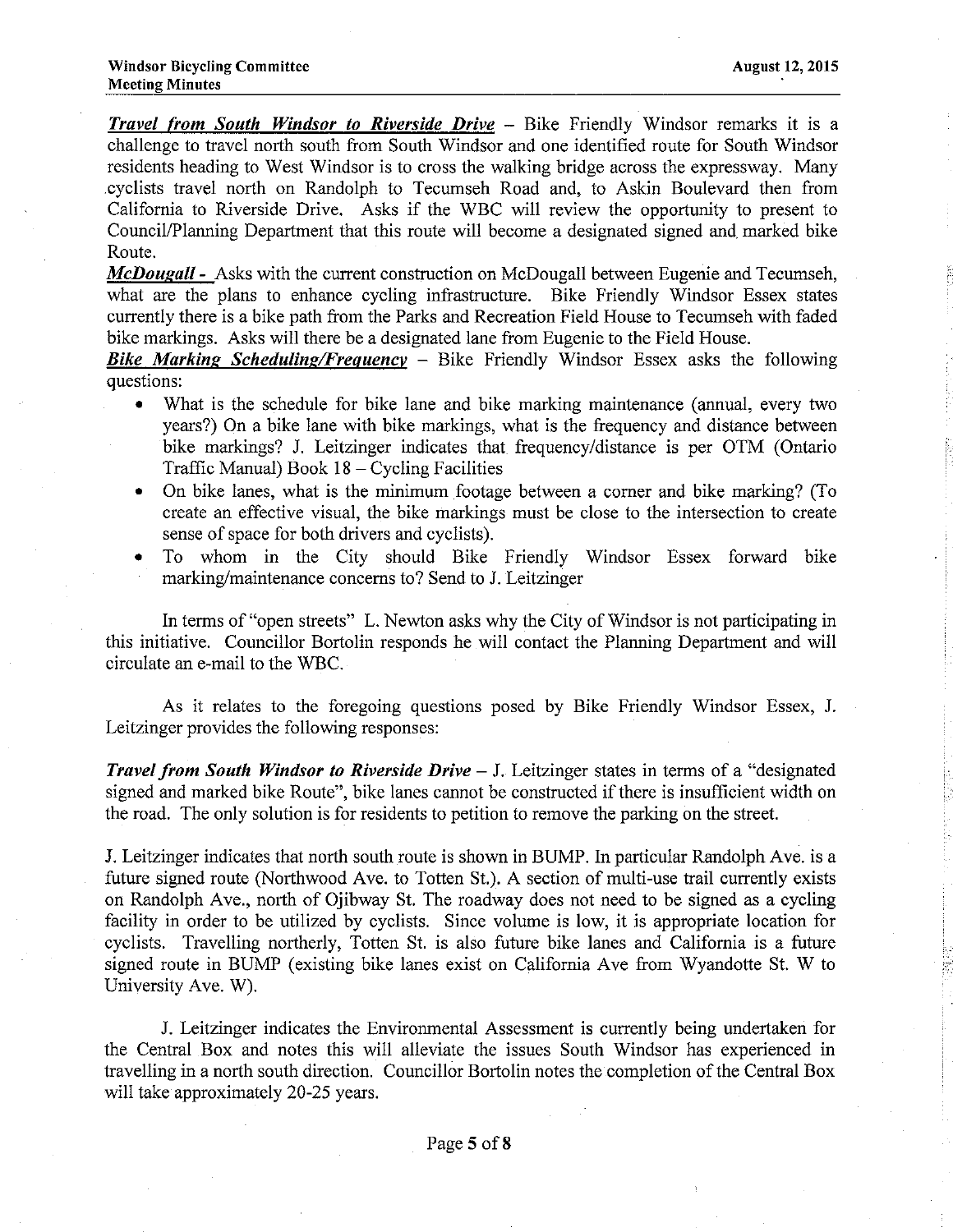***Travel from South Windsor to Riverside Drive*** – Bike Friendly Windsor remarks it is a challenge to travel north south from South Windsor and one identified route for South Windsor residents heading to West Windsor is to cross the walking bridge across the expressway. Many cyclists travel north on Randolph to Tecumseh Road and, to Askin Boulevard then from California to Riverside Drive. Asks if the WBC will review the opportunity to present to Council/Planning Department that this route will become a designated signed and marked bike Route.

***McDougall -*** Asks with the current construction on McDougall between Eugenie and Tecumseh, what are the plans to enhance cycling infrastructure. Bike Friendly Windsor Essex states currently there is a bike path from the Parks and Recreation Field House to Tecumseh with faded bike markings. Asks will there be a designated lane from Eugenie to the Field House.

***Bike Marking Scheduling/Frequency*** – Bike Friendly Windsor Essex asks the following questions:

- What is the schedule for bike lane and bike marking maintenance (annual, every two years?) On a bike lane with bike markings, what is the frequency and distance between bike markings? J. Leitzinger indicates that frequency/distance is per OTM (Ontario Traffic Manual) Book 18 – Cycling Facilities
- On bike lanes, what is the minimum footage between a corner and bike marking? (To create an effective visual, the bike markings must be close to the intersection to create sense of space for both drivers and cyclists).
- To whom in the City should Bike Friendly Windsor Essex forward bike marking/maintenance concerns to? Send to J. Leitzinger

In terms of "open streets" L. Newton asks why the City of Windsor is not participating in this initiative. Councillor Bortolin responds he will contact the Planning Department and will circulate an e-mail to the WBC.

As it relates to the foregoing questions posed by Bike Friendly Windsor Essex, J. Leitzinger provides the following responses:

***Travel from South Windsor to Riverside Drive*** – J. Leitzinger states in terms of a "designated signed and marked bike Route", bike lanes cannot be constructed if there is insufficient width on the road. The only solution is for residents to petition to remove the parking on the street.

J. Leitzinger indicates that north south route is shown in BUMP. In particular Randolph Ave. is a future signed route (Northwood Ave. to Totten St.). A section of multi-use trail currently exists on Randolph Ave., north of Ojibway St. The roadway does not need to be signed as a cycling facility in order to be utilized by cyclists. Since volume is low, it is appropriate location for cyclists. Travelling northerly, Totten St. is also future bike lanes and California is a future signed route in BUMP (existing bike lanes exist on California Ave from Wyandotte St. W to University Ave. W).

J. Leitzinger indicates the Environmental Assessment is currently being undertaken for the Central Box and notes this will alleviate the issues South Windsor has experienced in travelling in a north south direction. Councillor Bortolin notes the completion of the Central Box will take approximately 20-25 years.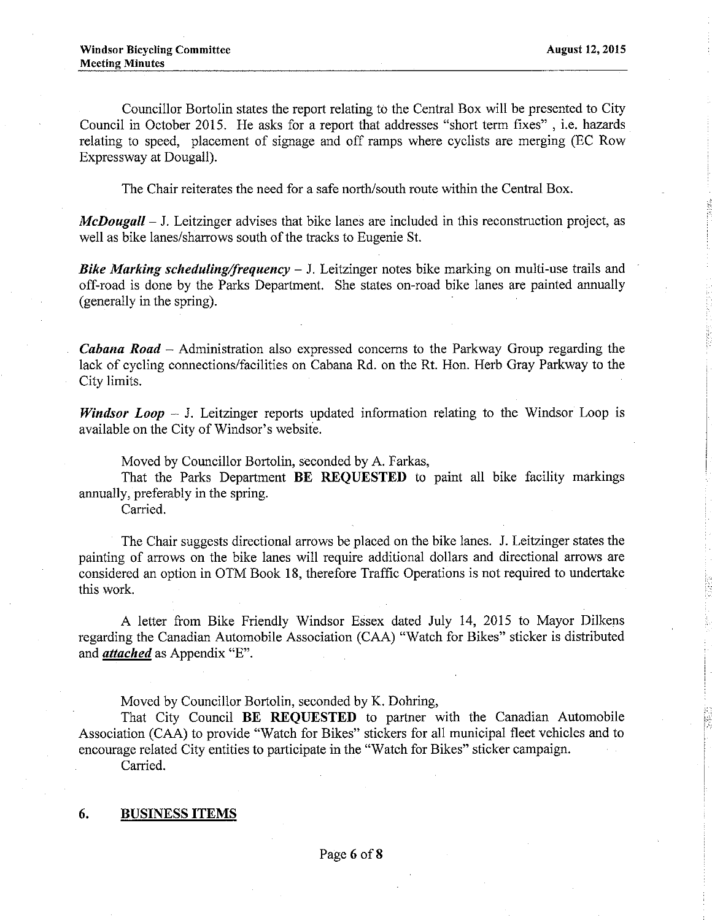Councillor Bortolin states the report relating to the Central Box will be presented to City Council in October 2015. He asks for a report that addresses "short term fixes" , i.e. hazards relating to speed, placement of signage and off ramps where cyclists are merging (EC Row Expressway at Dougall).

The Chair reiterates the need for a safe north/south route within the Central Box.

***McDougall*** – J. Leitzinger advises that bike lanes are included in this reconstruction project, as well as bike lanes/sharrows south of the tracks to Eugenie St.

***Bike Marking scheduling/frequency*** – J. Leitzinger notes bike marking on multi-use trails and off-road is done by the Parks Department. She states on-road bike lanes are painted annually (generally in the spring).

***Cabana Road*** – Administration also expressed concerns to the Parkway Group regarding the lack of cycling connections/facilities on Cabana Rd. on the Rt. Hon. Herb Gray Parkway to the City limits.

***Windsor Loop*** – J. Leitzinger reports updated information relating to the Windsor Loop is available on the City of Windsor's website.

Moved by Councillor Bortolin, seconded by A. Farkas,
That the Parks Department **BE REQUESTED** to paint all bike facility markings annually, preferably in the spring.
Carried.

The Chair suggests directional arrows be placed on the bike lanes. J. Leitzinger states the painting of arrows on the bike lanes will require additional dollars and directional arrows are considered an option in OTM Book 18, therefore Traffic Operations is not required to undertake this work.

A letter from Bike Friendly Windsor Essex dated July 14, 2015 to Mayor Dilkens regarding the Canadian Automobile Association (CAA) "Watch for Bikes" sticker is distributed and ***attached*** as Appendix "E".

Moved by Councillor Bortolin, seconded by K. Dohring,
That City Council **BE REQUESTED** to partner with the Canadian Automobile Association (CAA) to provide "Watch for Bikes" stickers for all municipal fleet vehicles and to encourage related City entities to participate in the "Watch for Bikes" sticker campaign.
Carried.

## 6. BUSINESS ITEMS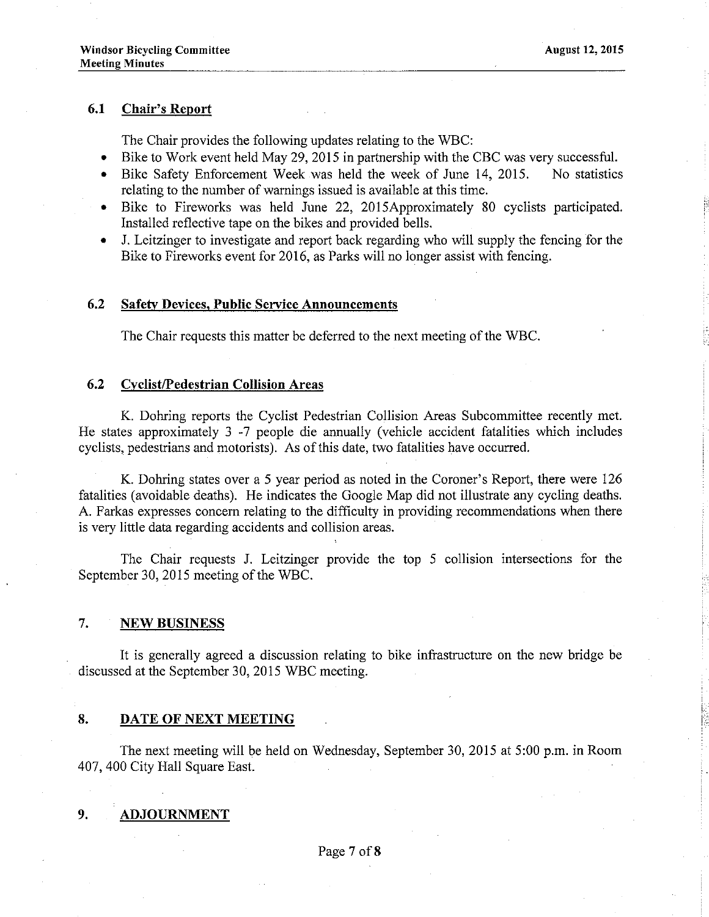### 6.1 Chair's Report

The Chair provides the following updates relating to the WBC:

- Bike to Work event held May 29, 2015 in partnership with the CBC was very successful.
- Bike Safety Enforcement Week was held the week of June 14, 2015. No statistics relating to the number of warnings issued is available at this time.
- Bike to Fireworks was held June 22, 2015Approximately 80 cyclists participated. Installed reflective tape on the bikes and provided bells.
- J. Leitzinger to investigate and report back regarding who will supply the fencing for the Bike to Fireworks event for 2016, as Parks will no longer assist with fencing.

### 6.2 Safety Devices, Public Service Announcements

The Chair requests this matter be deferred to the next meeting of the WBC.

### 6.2 Cyclist/Pedestrian Collision Areas

K. Dohring reports the Cyclist Pedestrian Collision Areas Subcommittee recently met. He states approximately 3 -7 people die annually (vehicle accident fatalities which includes cyclists, pedestrians and motorists). As of this date, two fatalities have occurred.

K. Dohring states over a 5 year period as noted in the Coroner's Report, there were 126 fatalities (avoidable deaths). He indicates the Google Map did not illustrate any cycling deaths. A. Farkas expresses concern relating to the difficulty in providing recommendations when there is very little data regarding accidents and collision areas.

The Chair requests J. Leitzinger provide the top 5 collision intersections for the September 30, 2015 meeting of the WBC.

## 7. NEW BUSINESS

It is generally agreed a discussion relating to bike infrastructure on the new bridge be discussed at the September 30, 2015 WBC meeting.

## 8. DATE OF NEXT MEETING

The next meeting will be held on Wednesday, September 30, 2015 at 5:00 p.m. in Room 407, 400 City Hall Square East.

## 9. ADJOURNMENT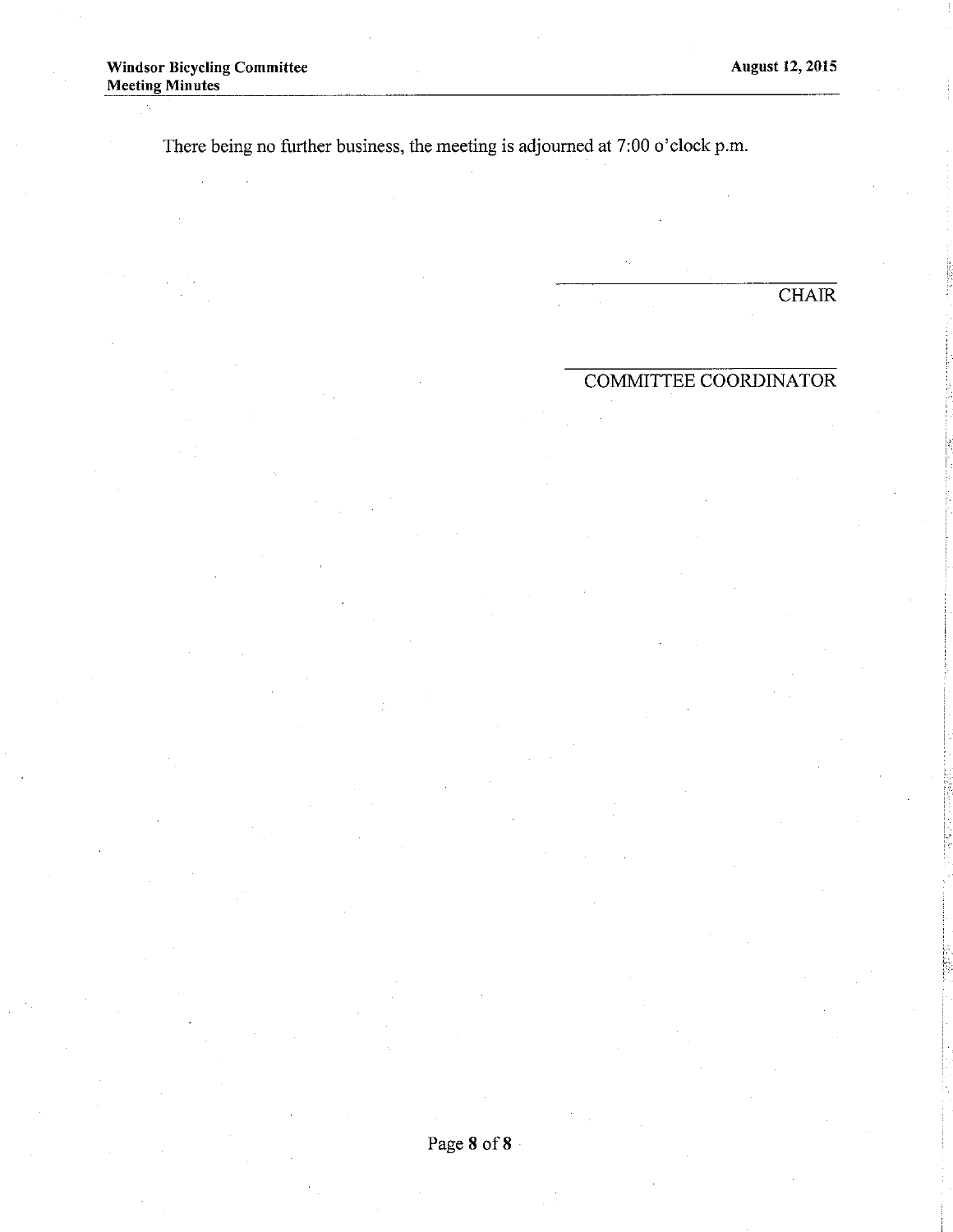There being no further business, the meeting is adjourned at 7:00 o'clock p.m.

\_\_\_\_\_\_\_\_\_\_\_\_\_\_\_\_\_\_\_\_\_\_\_\_\_\_\_\_

CHAIR

\_\_\_\_\_\_\_\_\_\_\_\_\_\_\_\_\_\_\_\_\_\_\_\_\_\_\_\_

COMMITTEE COORDINATOR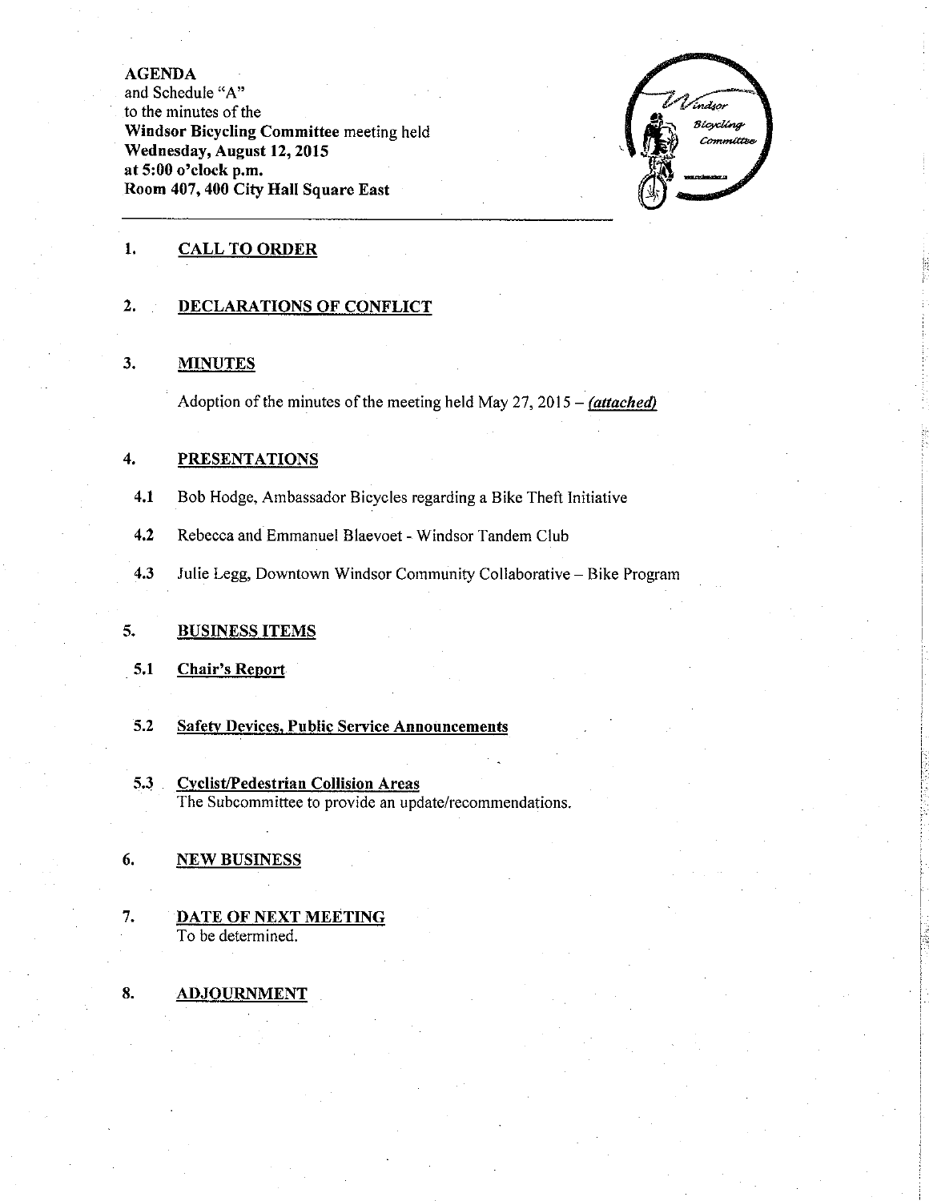**AGENDA**
and Schedule "A"
to the minutes of the
**Windsor Bicycling Committee** meeting held
**Wednesday, August 12, 2015**
**at 5:00 o'clock p.m.**
**Room 407, 400 City Hall Square East**

---

## 1. CALL TO ORDER

## 2. DECLARATIONS OF CONFLICT

## 3. MINUTES

Adoption of the minutes of the meeting held May 27, 2015 – ***(attached)***

## 4. PRESENTATIONS

4.1 Bob Hodge, Ambassador Bicycles regarding a Bike Theft Initiative

4.2 Rebecca and Emmanuel Blaevoet - Windsor Tandem Club

4.3 Julie Legg, Downtown Windsor Community Collaborative – Bike Program

## 5. BUSINESS ITEMS

### 5.1 Chair's Report

### 5.2 Safety Devices, Public Service Announcements

### 5.3 Cyclist/Pedestrian Collision Areas

The Subcommittee to provide an update/recommendations.

## 6. NEW BUSINESS

## 7. DATE OF NEXT MEETING

To be determined.

## 8. ADJOURNMENT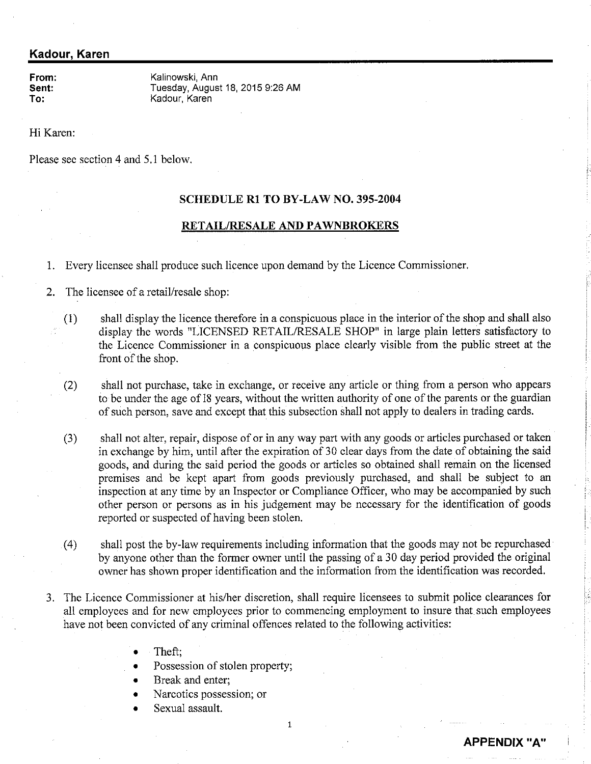## Kadour, Karen

**From:** Kalinowski, Ann
**Sent:** Tuesday, August 18, 2015 9:26 AM
**To:** Kadour, Karen

Hi Karen:

Please see section 4 and 5.1 below.

**SCHEDULE R1 TO BY-LAW NO. 395-2004**

**RETAIL/RESALE AND PAWNBROKERS**

1. Every licensee shall produce such licence upon demand by the Licence Commissioner.

2. The licensee of a retail/resale shop:

   (1) shall display the licence therefore in a conspicuous place in the interior of the shop and shall also display the words "LICENSED RETAIL/RESALE SHOP" in large plain letters satisfactory to the Licence Commissioner in a conspicuous place clearly visible from the public street at the front of the shop.

   (2) shall not purchase, take in exchange, or receive any article or thing from a person who appears to be under the age of 18 years, without the written authority of one of the parents or the guardian of such person, save and except that this subsection shall not apply to dealers in trading cards.

   (3) shall not alter, repair, dispose of or in any way part with any goods or articles purchased or taken in exchange by him, until after the expiration of 30 clear days from the date of obtaining the said goods, and during the said period the goods or articles so obtained shall remain on the licensed premises and be kept apart from goods previously purchased, and shall be subject to an inspection at any time by an Inspector or Compliance Officer, who may be accompanied by such other person or persons as in his judgement may be necessary for the identification of goods reported or suspected of having been stolen.

   (4) shall post the by-law requirements including information that the goods may not be repurchased by anyone other than the former owner until the passing of a 30 day period provided the original owner has shown proper identification and the information from the identification was recorded.

3. The Licence Commissioner at his/her discretion, shall require licensees to submit police clearances for all employees and for new employees prior to commencing employment to insure that such employees have not been convicted of any criminal offences related to the following activities:

   - Theft;
   - Possession of stolen property;
   - Break and enter;
   - Narcotics possession; or
   - Sexual assault.

**APPENDIX "A"**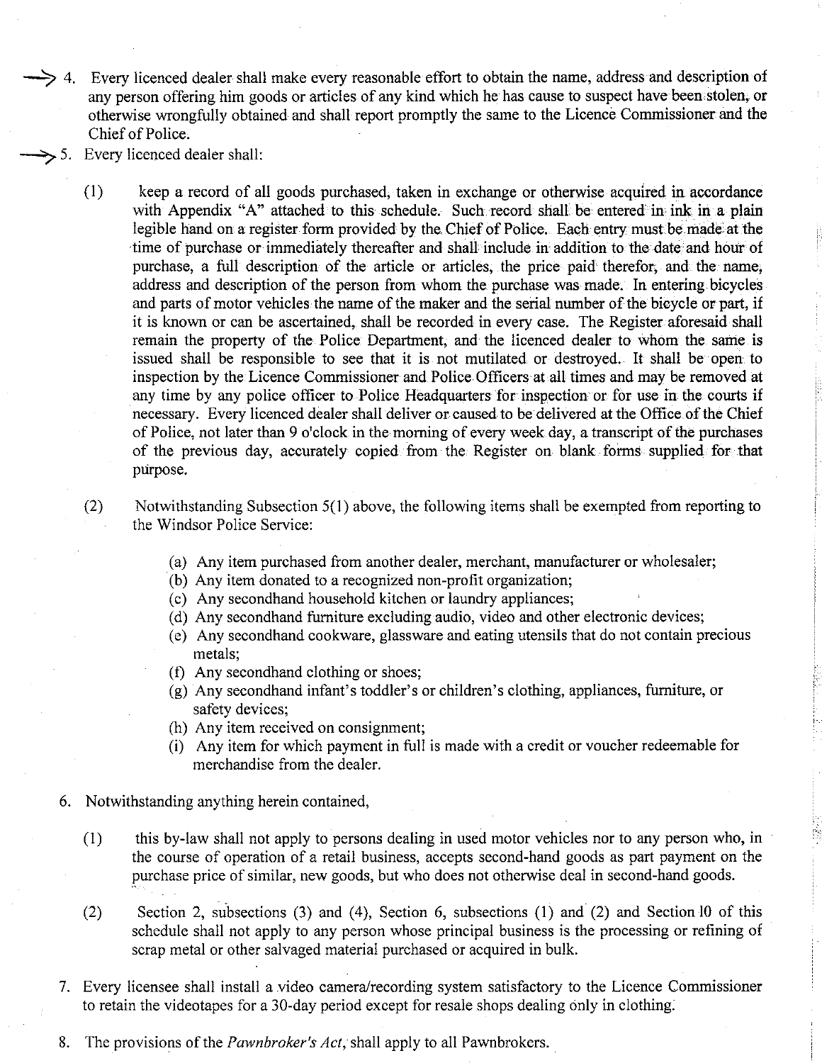→ 4. Every licenced dealer shall make every reasonable effort to obtain the name, address and description of any person offering him goods or articles of any kind which he has cause to suspect have been stolen, or otherwise wrongfully obtained and shall report promptly the same to the Licence Commissioner and the Chief of Police.

→ 5. Every licenced dealer shall:

(1) keep a record of all goods purchased, taken in exchange or otherwise acquired in accordance with Appendix "A" attached to this schedule. Such record shall be entered in ink in a plain legible hand on a register form provided by the Chief of Police. Each entry must be made at the time of purchase or immediately thereafter and shall include in addition to the date and hour of purchase, a full description of the article or articles, the price paid therefor, and the name, address and description of the person from whom the purchase was made. In entering bicycles and parts of motor vehicles the name of the maker and the serial number of the bicycle or part, if it is known or can be ascertained, shall be recorded in every case. The Register aforesaid shall remain the property of the Police Department, and the licenced dealer to whom the same is issued shall be responsible to see that it is not mutilated or destroyed. It shall be open to inspection by the Licence Commissioner and Police Officers at all times and may be removed at any time by any police officer to Police Headquarters for inspection or for use in the courts if necessary. Every licenced dealer shall deliver or caused to be delivered at the Office of the Chief of Police, not later than 9 o'clock in the morning of every week day, a transcript of the purchases of the previous day, accurately copied from the Register on blank forms supplied for that purpose.

(2) Notwithstanding Subsection 5(1) above, the following items shall be exempted from reporting to the Windsor Police Service:

- (a) Any item purchased from another dealer, merchant, manufacturer or wholesaler;
- (b) Any item donated to a recognized non-profit organization;
- (c) Any secondhand household kitchen or laundry appliances;
- (d) Any secondhand furniture excluding audio, video and other electronic devices;
- (e) Any secondhand cookware, glassware and eating utensils that do not contain precious metals;
- (f) Any secondhand clothing or shoes;
- (g) Any secondhand infant's toddler's or children's clothing, appliances, furniture, or safety devices;
- (h) Any item received on consignment;
- (i) Any item for which payment in full is made with a credit or voucher redeemable for merchandise from the dealer.

6. Notwithstanding anything herein contained,

(1) this by-law shall not apply to persons dealing in used motor vehicles nor to any person who, in the course of operation of a retail business, accepts second-hand goods as part payment on the purchase price of similar, new goods, but who does not otherwise deal in second-hand goods.

(2) Section 2, subsections (3) and (4), Section 6, subsections (1) and (2) and Section 10 of this schedule shall not apply to any person whose principal business is the processing or refining of scrap metal or other salvaged material purchased or acquired in bulk.

7. Every licensee shall install a video camera/recording system satisfactory to the Licence Commissioner to retain the videotapes for a 30-day period except for resale shops dealing only in clothing.

8. The provisions of the *Pawnbroker's Act*, shall apply to all Pawnbrokers.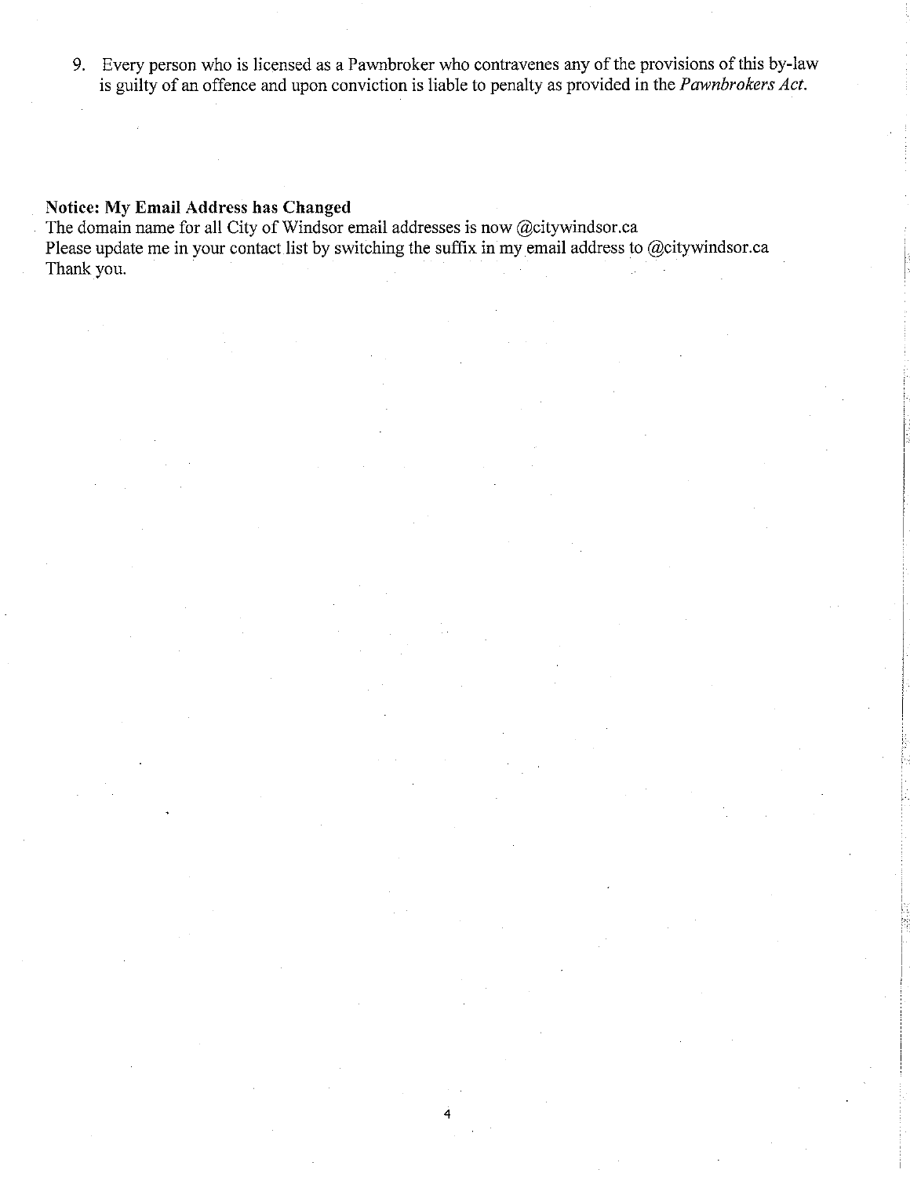9. Every person who is licensed as a Pawnbroker who contravenes any of the provisions of this by-law is guilty of an offence and upon conviction is liable to penalty as provided in the *Pawnbrokers Act*.

**Notice: My Email Address has Changed**
The domain name for all City of Windsor email addresses is now @citywindsor.ca
Please update me in your contact list by switching the suffix in my email address to @citywindsor.ca
Thank you.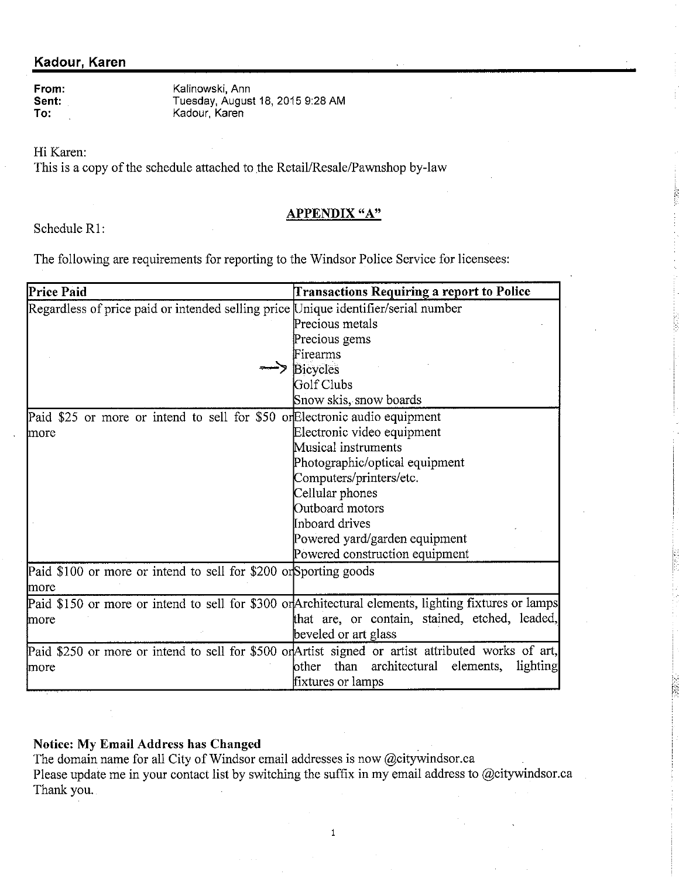## Kadour, Karen

**From:** Kalinowski, Ann
**Sent:** Tuesday, August 18, 2015 9:28 AM
**To:** Kadour, Karen

Hi Karen:
This is a copy of the schedule attached to the Retail/Resale/Pawnshop by-law

**APPENDIX "A"**

Schedule R1:

The following are requirements for reporting to the Windsor Police Service for licensees:

| Price Paid | Transactions Requiring a report to Police |
|---|---|
| Regardless of price paid or intended selling price | Unique identifier/serial number<br>Precious metals<br>Precious gems<br>Firearms<br>→ Bicycles<br>Golf Clubs<br>Snow skis, snow boards |
| Paid $25 or more or intend to sell for $50 or more | Electronic audio equipment<br>Electronic video equipment<br>Musical instruments<br>Photographic/optical equipment<br>Computers/printers/etc.<br>Cellular phones<br>Outboard motors<br>Inboard drives<br>Powered yard/garden equipment<br>Powered construction equipment |
| Paid $100 or more or intend to sell for $200 or more | Sporting goods |
| Paid $150 or more or intend to sell for $300 or more | Architectural elements, lighting fixtures or lamps that are, or contain, stained, etched, leaded, beveled or art glass |
| Paid $250 or more or intend to sell for $500 or more | Artist signed or artist attributed works of art, other than architectural elements, lighting fixtures or lamps |

**Notice: My Email Address has Changed**
The domain name for all City of Windsor email addresses is now @citywindsor.ca
Please update me in your contact list by switching the suffix in my email address to @citywindsor.ca
Thank you.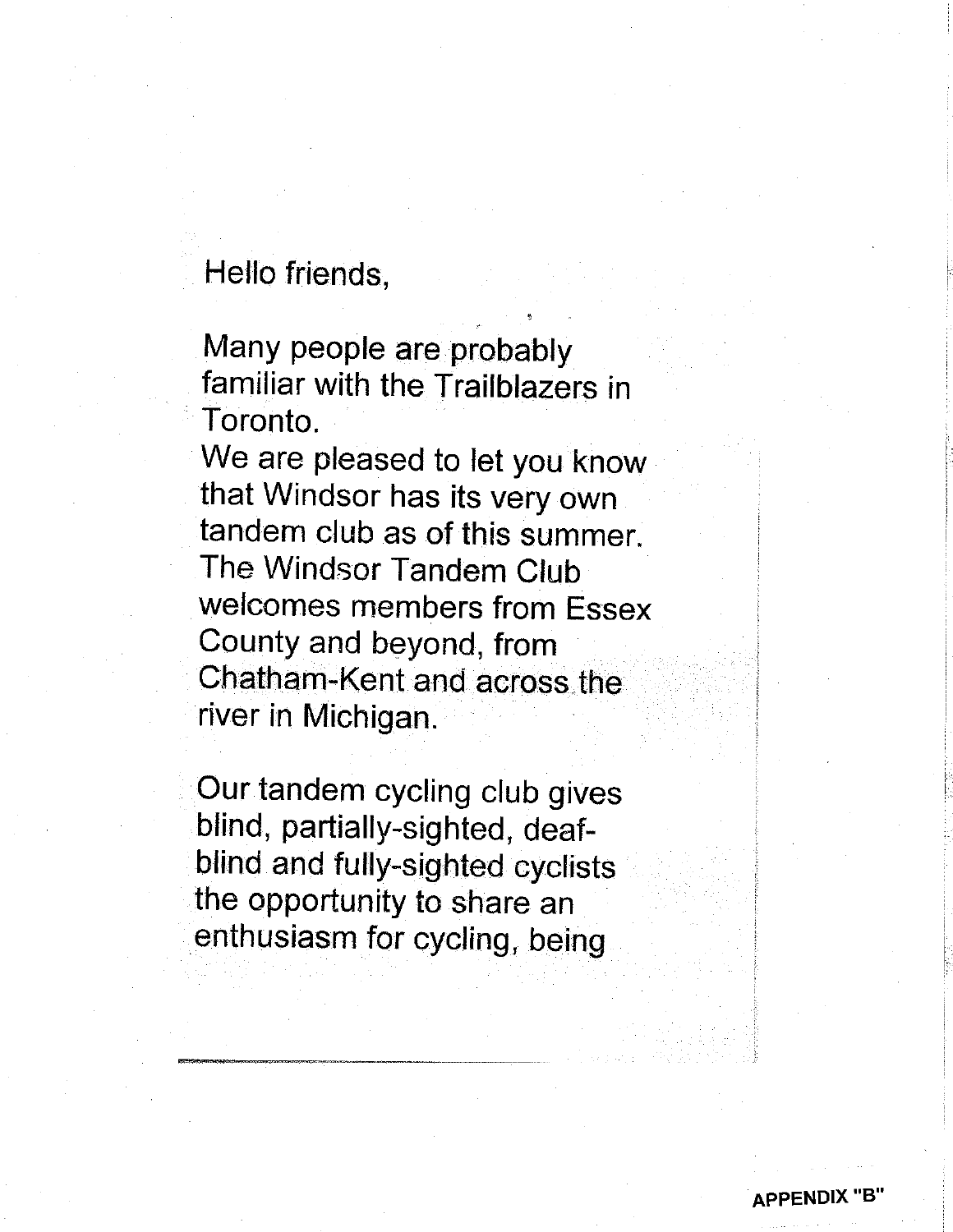Hello friends,

Many people are probably familiar with the Trailblazers in Toronto.
We are pleased to let you know that Windsor has its very own tandem club as of this summer.
The Windsor Tandem Club welcomes members from Essex County and beyond, from Chatham-Kent and across the river in Michigan.

Our tandem cycling club gives blind, partially-sighted, deaf-blind and fully-sighted cyclists the opportunity to share an enthusiasm for cycling, being

APPENDIX "B"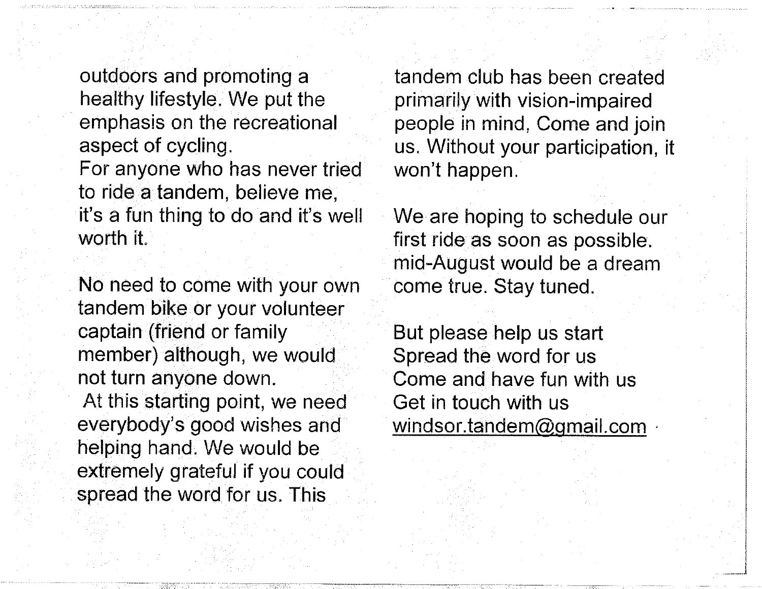outdoors and promoting a healthy lifestyle. We put the emphasis on the recreational aspect of cycling.
For anyone who has never tried to ride a tandem, believe me, it's a fun thing to do and it's well worth it.

No need to come with your own tandem bike or your volunteer captain (friend or family member) although, we would not turn anyone down.
At this starting point, we need everybody's good wishes and helping hand. We would be extremely grateful if you could spread the word for us. This tandem club has been created primarily with vision-impaired people in mind, Come and join us. Without your participation, it won't happen.

We are hoping to schedule our first ride as soon as possible. mid-August would be a dream come true. Stay tuned.

But please help us start
Spread the word for us
Come and have fun with us
Get in touch with us
windsor.tandem@gmail.com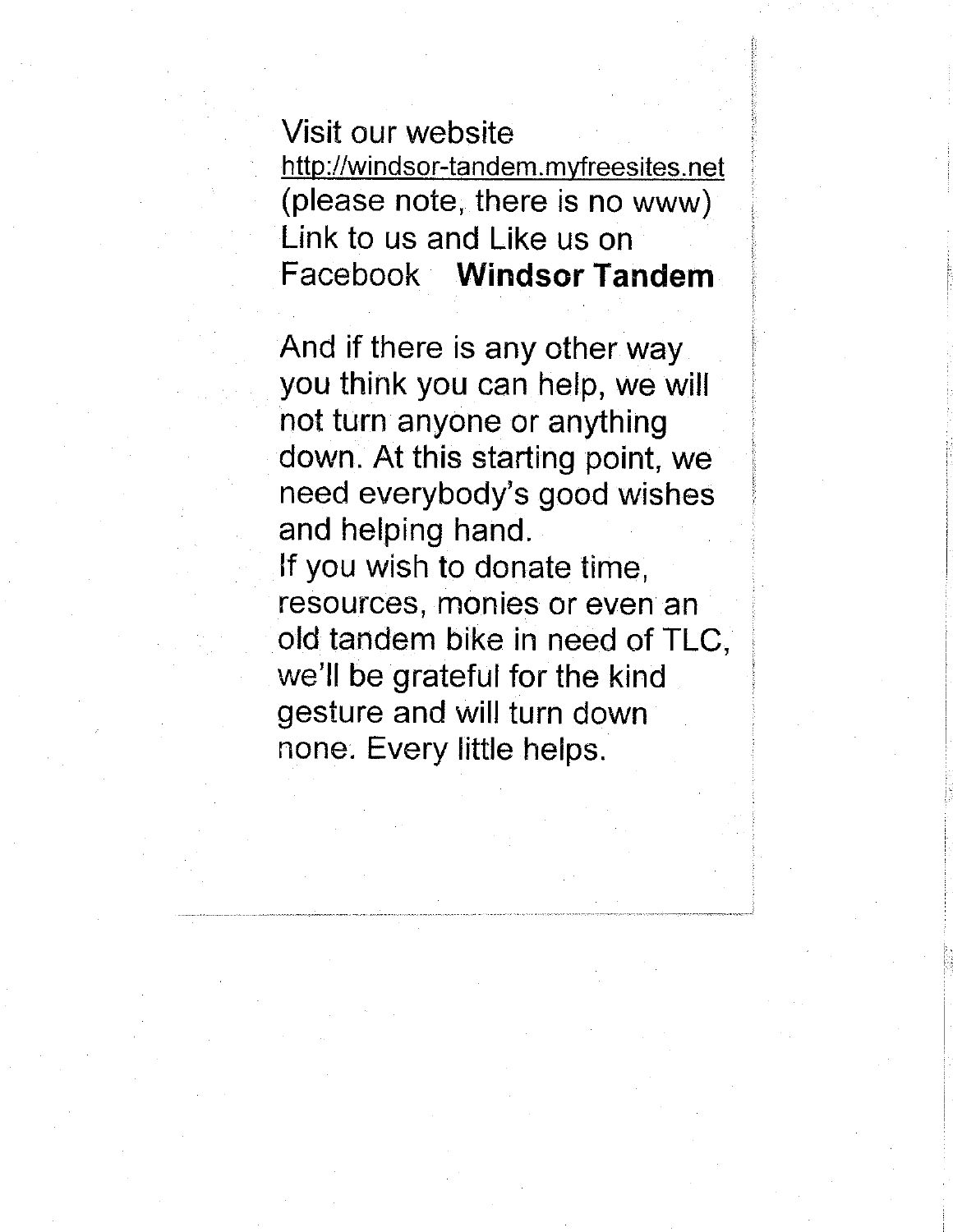Visit our website
http://windsor-tandem.myfreesites.net
(please note, there is no www)
Link to us and Like us on
Facebook **Windsor Tandem**

And if there is any other way you think you can help, we will not turn anyone or anything down. At this starting point, we need everybody's good wishes and helping hand.
If you wish to donate time, resources, monies or even an old tandem bike in need of TLC, we'll be grateful for the kind gesture and will turn down none. Every little helps.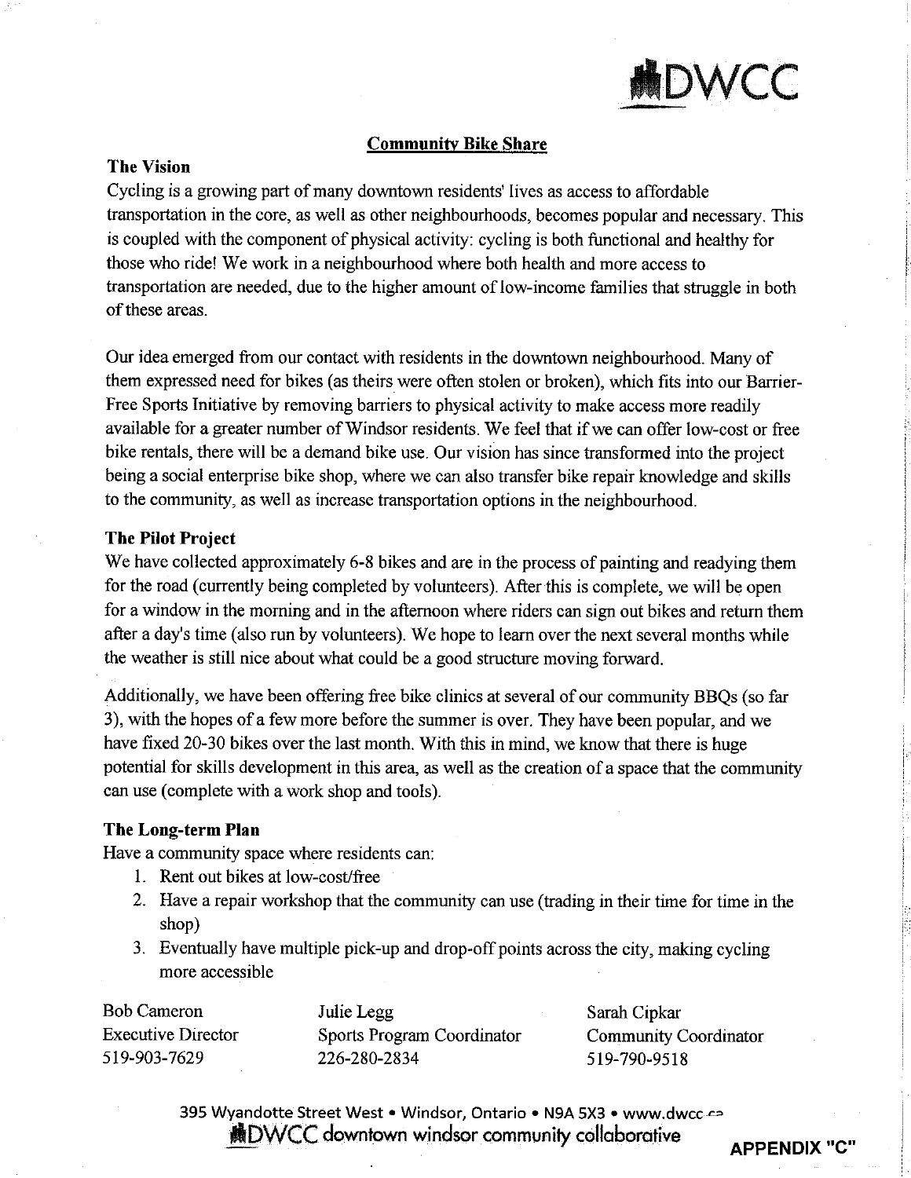DWCC

## Community Bike Share

**The Vision**

Cycling is a growing part of many downtown residents' lives as access to affordable transportation in the core, as well as other neighbourhoods, becomes popular and necessary. This is coupled with the component of physical activity: cycling is both functional and healthy for those who ride! We work in a neighbourhood where both health and more access to transportation are needed, due to the higher amount of low-income families that struggle in both of these areas.

Our idea emerged from our contact with residents in the downtown neighbourhood. Many of them expressed need for bikes (as theirs were often stolen or broken), which fits into our Barrier-Free Sports Initiative by removing barriers to physical activity to make access more readily available for a greater number of Windsor residents. We feel that if we can offer low-cost or free bike rentals, there will be a demand bike use. Our vision has since transformed into the project being a social enterprise bike shop, where we can also transfer bike repair knowledge and skills to the community, as well as increase transportation options in the neighbourhood.

**The Pilot Project**

We have collected approximately 6-8 bikes and are in the process of painting and readying them for the road (currently being completed by volunteers). After this is complete, we will be open for a window in the morning and in the afternoon where riders can sign out bikes and return them after a day's time (also run by volunteers). We hope to learn over the next several months while the weather is still nice about what could be a good structure moving forward.

Additionally, we have been offering free bike clinics at several of our community BBQs (so far 3), with the hopes of a few more before the summer is over. They have been popular, and we have fixed 20-30 bikes over the last month. With this in mind, we know that there is huge potential for skills development in this area, as well as the creation of a space that the community can use (complete with a work shop and tools).

**The Long-term Plan**

Have a community space where residents can:

1. Rent out bikes at low-cost/free
2. Have a repair workshop that the community can use (trading in their time for time in the shop)
3. Eventually have multiple pick-up and drop-off points across the city, making cycling more accessible

| Bob Cameron | Julie Legg | Sarah Cipkar |
|---|---|---|
| Executive Director | Sports Program Coordinator | Community Coordinator |
| 519-903-7629 | 226-280-2834 | 519-790-9518 |

395 Wyandotte Street West • Windsor, Ontario • N9A 5X3 • www.dwcc.ca
DWCC downtown windsor community collaborative

**APPENDIX "C"**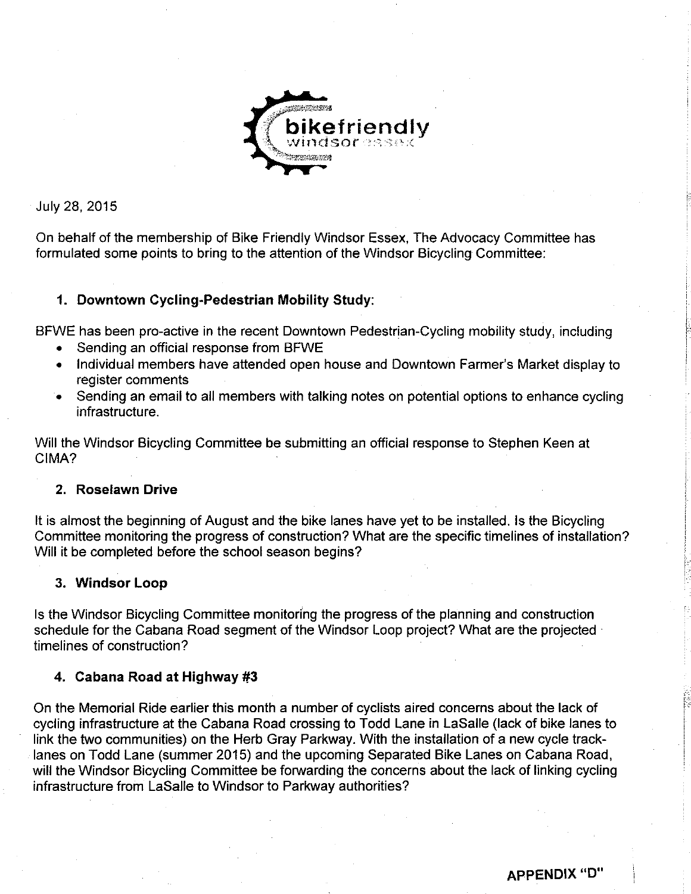bikefriendly windsor essex

July 28, 2015

On behalf of the membership of Bike Friendly Windsor Essex, The Advocacy Committee has formulated some points to bring to the attention of the Windsor Bicycling Committee:

1. **Downtown Cycling-Pedestrian Mobility Study**:

BFWE has been pro-active in the recent Downtown Pedestrian-Cycling mobility study, including

- Sending an official response from BFWE
- Individual members have attended open house and Downtown Farmer's Market display to register comments
- Sending an email to all members with talking notes on potential options to enhance cycling infrastructure.

Will the Windsor Bicycling Committee be submitting an official response to Stephen Keen at CIMA?

2. **Roselawn Drive**

It is almost the beginning of August and the bike lanes have yet to be installed. Is the Bicycling Committee monitoring the progress of construction? What are the specific timelines of installation? Will it be completed before the school season begins?

3. **Windsor Loop**

Is the Windsor Bicycling Committee monitoring the progress of the planning and construction schedule for the Cabana Road segment of the Windsor Loop project? What are the projected timelines of construction?

4. **Cabana Road at Highway #3**

On the Memorial Ride earlier this month a number of cyclists aired concerns about the lack of cycling infrastructure at the Cabana Road crossing to Todd Lane in LaSalle (lack of bike lanes to link the two communities) on the Herb Gray Parkway. With the installation of a new cycle track-lanes on Todd Lane (summer 2015) and the upcoming Separated Bike Lanes on Cabana Road, will the Windsor Bicycling Committee be forwarding the concerns about the lack of linking cycling infrastructure from LaSalle to Windsor to Parkway authorities?

**APPENDIX "D"**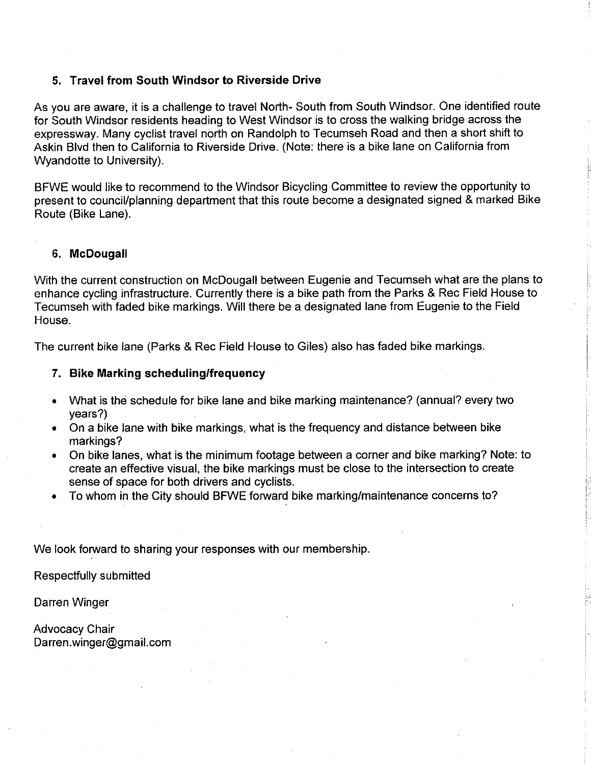### 5. Travel from South Windsor to Riverside Drive

As you are aware, it is a challenge to travel North- South from South Windsor. One identified route for South Windsor residents heading to West Windsor is to cross the walking bridge across the expressway. Many cyclist travel north on Randolph to Tecumseh Road and then a short shift to Askin Blvd then to California to Riverside Drive. (Note: there is a bike lane on California from Wyandotte to University).

BFWE would like to recommend to the Windsor Bicycling Committee to review the opportunity to present to council/planning department that this route become a designated signed & marked Bike Route (Bike Lane).

### 6. McDougall

With the current construction on McDougall between Eugenie and Tecumseh what are the plans to enhance cycling infrastructure. Currently there is a bike path from the Parks & Rec Field House to Tecumseh with faded bike markings. Will there be a designated lane from Eugenie to the Field House.

The current bike lane (Parks & Rec Field House to Giles) also has faded bike markings.

### 7. Bike Marking scheduling/frequency

- What is the schedule for bike lane and bike marking maintenance? (annual? every two years?)
- On a bike lane with bike markings, what is the frequency and distance between bike markings?
- On bike lanes, what is the minimum footage between a corner and bike marking? Note: to create an effective visual, the bike markings must be close to the intersection to create sense of space for both drivers and cyclists.
- To whom in the City should BFWE forward bike marking/maintenance concerns to?

We look forward to sharing your responses with our membership.

Respectfully submitted

Darren Winger

Advocacy Chair
Darren.winger@gmail.com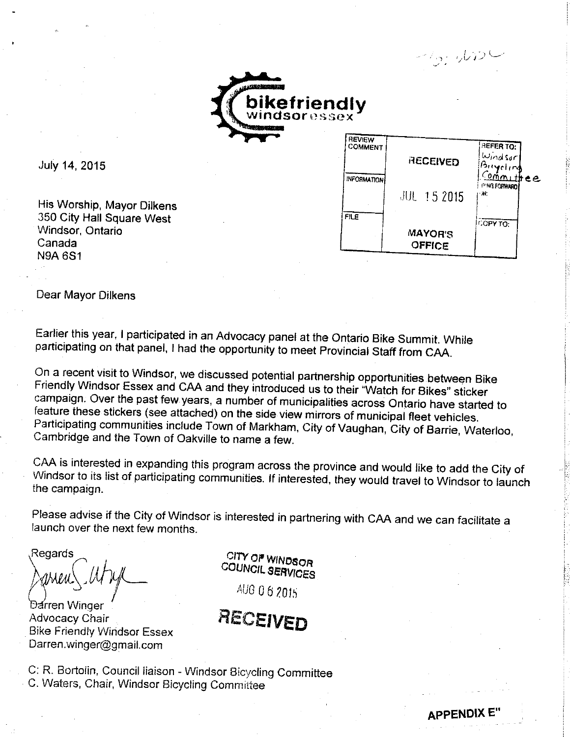**bikefriendly**
windsor essex

July 14, 2015

| REVIEW COMMENT | RECEIVED | REFER TO: Windsor Bicycling Committee |
| --- | --- | --- |
| INFORMATION | JUL 15 2015 | FOR FORWARD TO: |
| FILE | MAYOR'S OFFICE | COPY TO: |

His Worship, Mayor Dilkens
350 City Hall Square West
Windsor, Ontario
Canada
N9A 6S1

Dear Mayor Dilkens

Earlier this year, I participated in an Advocacy panel at the Ontario Bike Summit. While participating on that panel, I had the opportunity to meet Provincial Staff from CAA.

On a recent visit to Windsor, we discussed potential partnership opportunities between Bike Friendly Windsor Essex and CAA and they introduced us to their "Watch for Bikes" sticker campaign. Over the past few years, a number of municipalities across Ontario have started to feature these stickers (see attached) on the side view mirrors of municipal fleet vehicles. Participating communities include Town of Markham, City of Vaughan, City of Barrie, Waterloo, Cambridge and the Town of Oakville to name a few.

CAA is interested in expanding this program across the province and would like to add the City of Windsor to its list of participating communities. If interested, they would travel to Windsor to launch the campaign.

Please advise if the City of Windsor is interested in partnering with CAA and we can facilitate a launch over the next few months.

Regards

Darren Winger
Advocacy Chair
Bike Friendly Windsor Essex
Darren.winger@gmail.com

CITY OF WINDSOR
COUNCIL SERVICES
AUG 06 2015
**RECEIVED**

C: R. Bortolin, Council liaison - Windsor Bicycling Committee
C. Waters, Chair, Windsor Bicycling Committee

**APPENDIX E"**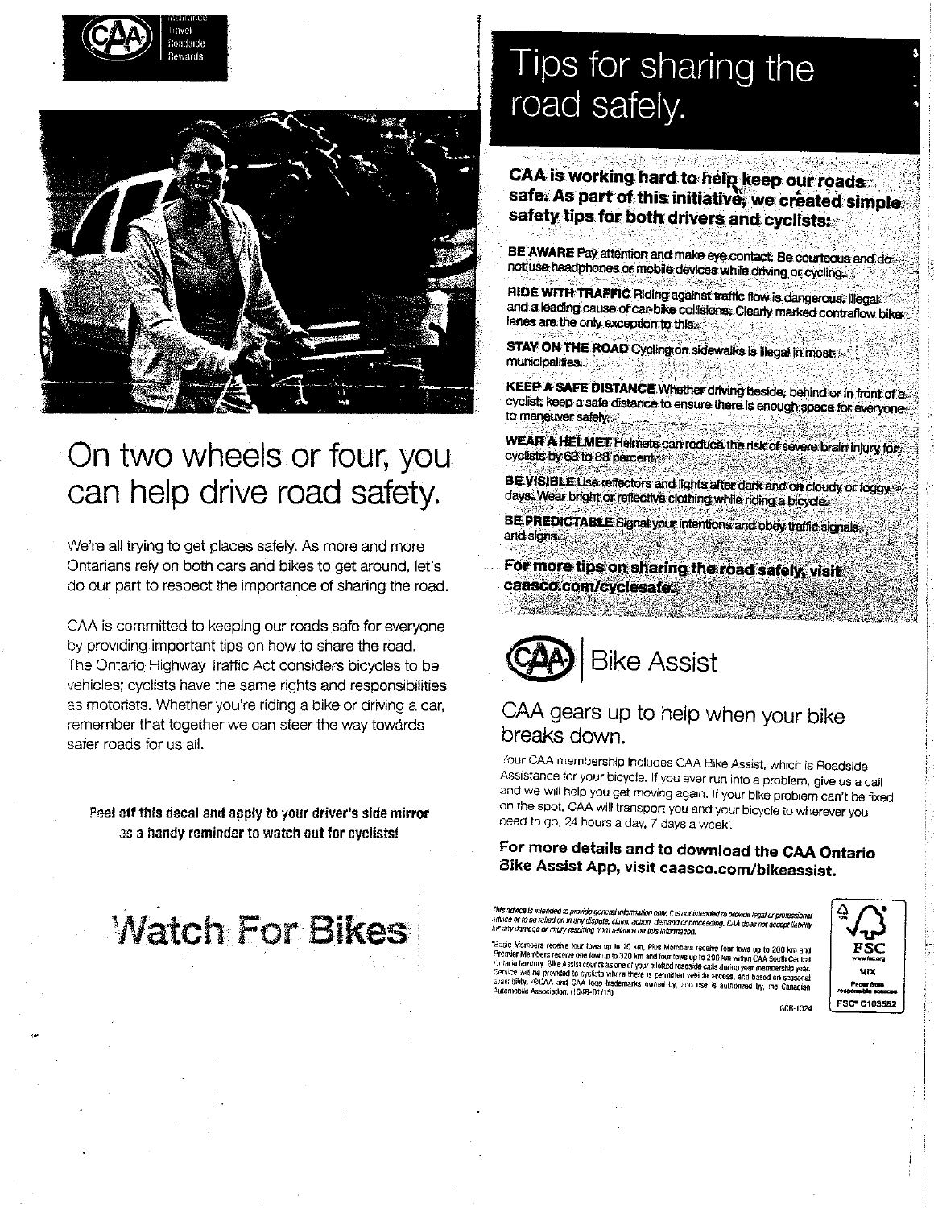CAA — Insurance | Travel | Roadside | Rewards

# On two wheels or four, you can help drive road safety.

We're all trying to get places safely. As more and more Ontarians rely on both cars and bikes to get around, let's do our part to respect the importance of sharing the road.

CAA is committed to keeping our roads safe for everyone by providing important tips on how to share the road. The Ontario Highway Traffic Act considers bicycles to be vehicles; cyclists have the same rights and responsibilities as motorists. Whether you're riding a bike or driving a car, remember that together we can steer the way towards safer roads for us all.

**Peel off this decal and apply to your driver's side mirror as a handy reminder to watch out for cyclists!**

Watch For Bikes

# Tips for sharing the road safely.

**CAA is working hard to help keep our roads safe. As part of this initiative, we created simple safety tips for both drivers and cyclists:**

**BE AWARE** Pay attention and make eye contact. Be courteous and do not use headphones or mobile devices while driving or cycling.

**RIDE WITH TRAFFIC** Riding against traffic flow is dangerous, illegal and a leading cause of car-bike collisions. Clearly marked contraflow bike lanes are the only exception to this.

**STAY ON THE ROAD** Cycling on sidewalks is illegal in most municipalities.

**KEEP A SAFE DISTANCE** Whether driving beside, behind or in front of a cyclist, keep a safe distance to ensure there is enough space for everyone to maneuver safely.

**WEAR A HELMET** Helmets can reduce the risk of severe brain injury for cyclists by 63 to 88 percent.

**BE VISIBLE** Use reflectors and lights after dark and on cloudy or foggy days. Wear bright or reflective clothing while riding a bicycle.

**BE PREDICTABLE** Signal your intentions and obey traffic signals and signs.

**For more tips on sharing the road safely, visit caasco.com/cyclesafe.**

## CAA | Bike Assist

### CAA gears up to help when your bike breaks down.

Your CAA membership includes CAA Bike Assist, which is Roadside Assistance for your bicycle. If you ever run into a problem, give us a call and we will help you get moving again. If your bike problem can't be fixed on the spot, CAA will transport you and your bicycle to wherever you need to go, 24 hours a day, 7 days a week*.

**For more details and to download the CAA Ontario Bike Assist App, visit caasco.com/bikeassist.**

*This advice is intended to provide general information only. It is not intended to provide legal or professional advice or to be relied on in any dispute, claim, action, demand or proceeding. CAA does not accept liability for any damage or injury resulting from reliance on this information.*

*Basic Members receive four tows up to 10 km, Plus Members receive four tows up to 200 km and Premier Members receive one tow up to 320 km and four tows up to 200 km within CAA South Central Ontario territory. Bike Assist counts as one of your allotted roadside calls during your membership year. Service will be provided to cyclists where there is permitted vehicle access, and based on seasonal availability. ®CAA and CAA logo trademarks owned by, and use is authorized by, the Canadian Automobile Association. (1048-01/15)

GCR-1024

FSC www.fsc.org MIX Paper from responsible sources FSC® C103552